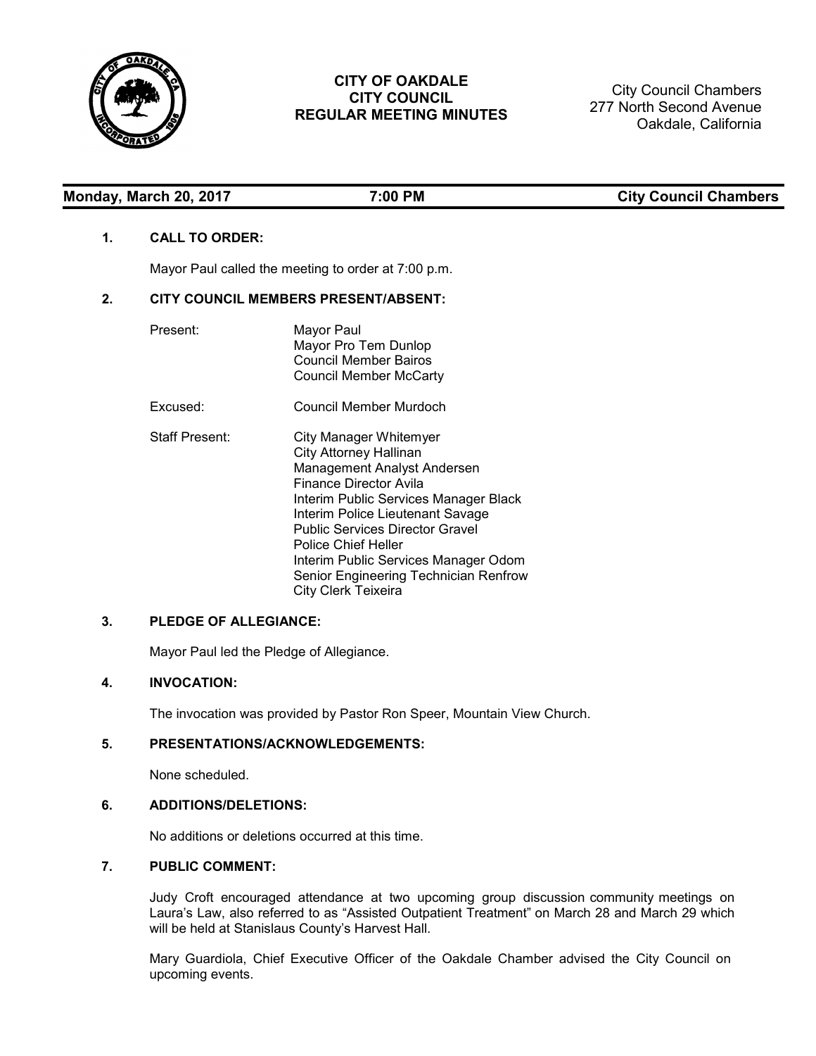# CITY OF OAKDALE
## CITY COUNCIL
## REGULAR MEETING MINUTES

City Council Chambers
277 North Second Avenue
Oakdale, California

**Monday, March 20, 2017** | **7:00 PM** | **City Council Chambers**

### 1. CALL TO ORDER:

Mayor Paul called the meeting to order at 7:00 p.m.

### 2. CITY COUNCIL MEMBERS PRESENT/ABSENT:

Present:
- Mayor Paul
- Mayor Pro Tem Dunlop
- Council Member Bairos
- Council Member McCarty

Excused:
- Council Member Murdoch

Staff Present:
- City Manager Whitemyer
- City Attorney Hallinan
- Management Analyst Andersen
- Finance Director Avila
- Interim Public Services Manager Black
- Interim Police Lieutenant Savage
- Public Services Director Gravel
- Police Chief Heller
- Interim Public Services Manager Odom
- Senior Engineering Technician Renfrow
- City Clerk Teixeira

### 3. PLEDGE OF ALLEGIANCE:

Mayor Paul led the Pledge of Allegiance.

### 4. INVOCATION:

The invocation was provided by Pastor Ron Speer, Mountain View Church.

### 5. PRESENTATIONS/ACKNOWLEDGEMENTS:

None scheduled.

### 6. ADDITIONS/DELETIONS:

No additions or deletions occurred at this time.

### 7. PUBLIC COMMENT:

Judy Croft encouraged attendance at two upcoming group discussion community meetings on Laura's Law, also referred to as "Assisted Outpatient Treatment" on March 28 and March 29 which will be held at Stanislaus County's Harvest Hall.

Mary Guardiola, Chief Executive Officer of the Oakdale Chamber advised the City Council on upcoming events.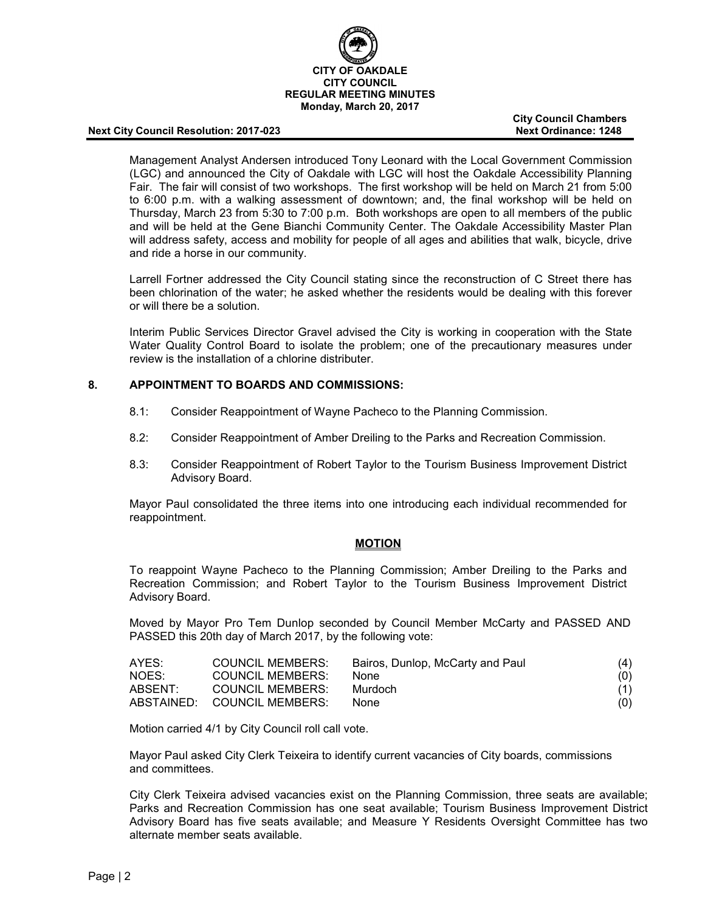Management Analyst Andersen introduced Tony Leonard with the Local Government Commission (LGC) and announced the City of Oakdale with LGC will host the Oakdale Accessibility Planning Fair. The fair will consist of two workshops. The first workshop will be held on March 21 from 5:00 to 6:00 p.m. with a walking assessment of downtown; and, the final workshop will be held on Thursday, March 23 from 5:30 to 7:00 p.m. Both workshops are open to all members of the public and will be held at the Gene Bianchi Community Center. The Oakdale Accessibility Master Plan will address safety, access and mobility for people of all ages and abilities that walk, bicycle, drive and ride a horse in our community.

Larrell Fortner addressed the City Council stating since the reconstruction of C Street there has been chlorination of the water; he asked whether the residents would be dealing with this forever or will there be a solution.

Interim Public Services Director Gravel advised the City is working in cooperation with the State Water Quality Control Board to isolate the problem; one of the precautionary measures under review is the installation of a chlorine distributer.

## 8. APPOINTMENT TO BOARDS AND COMMISSIONS:

8.1: Consider Reappointment of Wayne Pacheco to the Planning Commission.

8.2: Consider Reappointment of Amber Dreiling to the Parks and Recreation Commission.

8.3: Consider Reappointment of Robert Taylor to the Tourism Business Improvement District Advisory Board.

Mayor Paul consolidated the three items into one introducing each individual recommended for reappointment.

**MOTION**

To reappoint Wayne Pacheco to the Planning Commission; Amber Dreiling to the Parks and Recreation Commission; and Robert Taylor to the Tourism Business Improvement District Advisory Board.

Moved by Mayor Pro Tem Dunlop seconded by Council Member McCarty and PASSED AND PASSED this 20th day of March 2017, by the following vote:

| | | | |
|---|---|---|---|
| AYES: | COUNCIL MEMBERS: | Bairos, Dunlop, McCarty and Paul | (4) |
| NOES: | COUNCIL MEMBERS: | None | (0) |
| ABSENT: | COUNCIL MEMBERS: | Murdoch | (1) |
| ABSTAINED: | COUNCIL MEMBERS: | None | (0) |

Motion carried 4/1 by City Council roll call vote.

Mayor Paul asked City Clerk Teixeira to identify current vacancies of City boards, commissions and committees.

City Clerk Teixeira advised vacancies exist on the Planning Commission, three seats are available; Parks and Recreation Commission has one seat available; Tourism Business Improvement District Advisory Board has five seats available; and Measure Y Residents Oversight Committee has two alternate member seats available.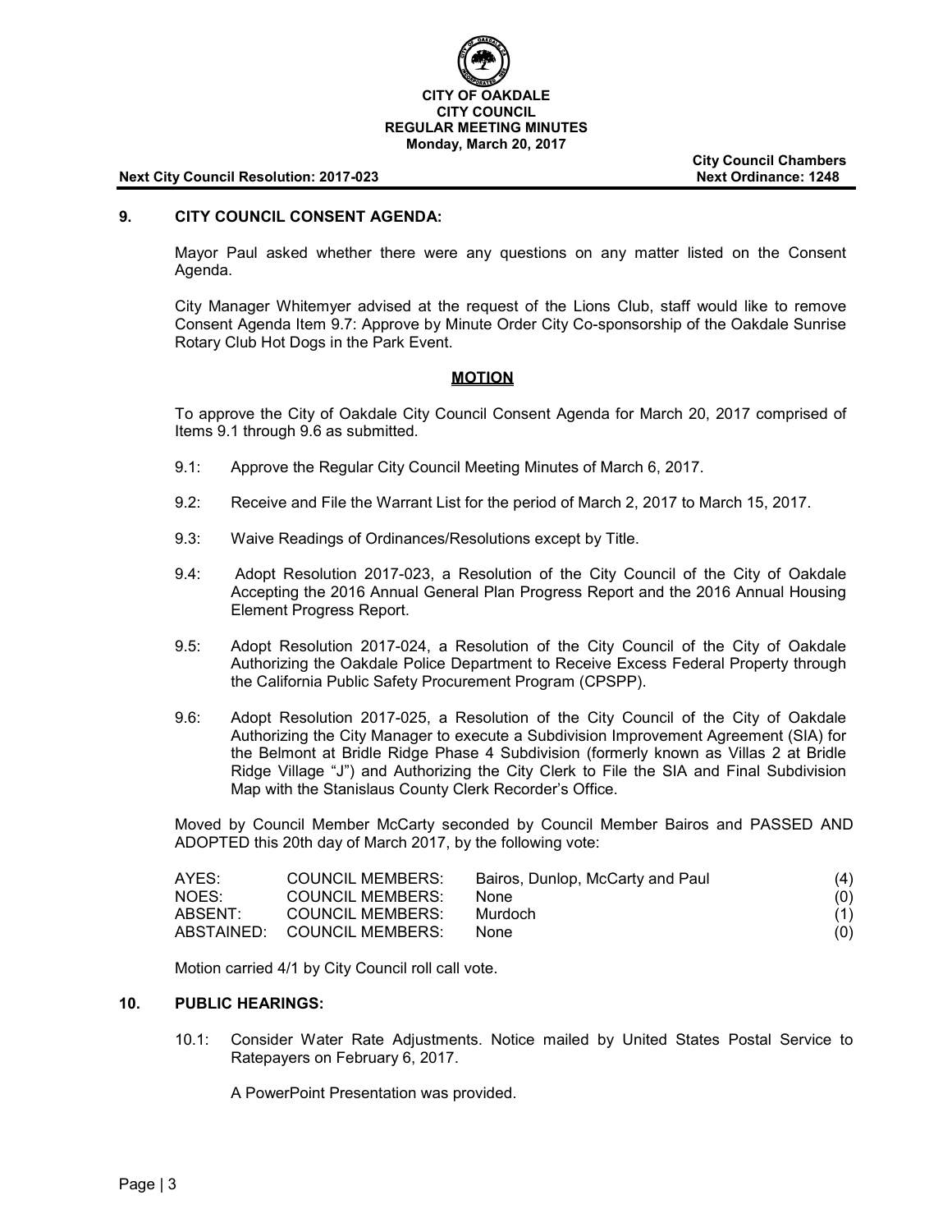**CITY OF OAKDALE**
**CITY COUNCIL**
**REGULAR MEETING MINUTES**
**Monday, March 20, 2017**

**City Council Chambers**

**Next City Council Resolution: 2017-023** **Next Ordinance: 1248**

## 9. CITY COUNCIL CONSENT AGENDA:

Mayor Paul asked whether there were any questions on any matter listed on the Consent Agenda.

City Manager Whitemyer advised at the request of the Lions Club, staff would like to remove Consent Agenda Item 9.7: Approve by Minute Order City Co-sponsorship of the Oakdale Sunrise Rotary Club Hot Dogs in the Park Event.

**MOTION**

To approve the City of Oakdale City Council Consent Agenda for March 20, 2017 comprised of Items 9.1 through 9.6 as submitted.

9.1: Approve the Regular City Council Meeting Minutes of March 6, 2017.

9.2: Receive and File the Warrant List for the period of March 2, 2017 to March 15, 2017.

9.3: Waive Readings of Ordinances/Resolutions except by Title.

9.4: Adopt Resolution 2017-023, a Resolution of the City Council of the City of Oakdale Accepting the 2016 Annual General Plan Progress Report and the 2016 Annual Housing Element Progress Report.

9.5: Adopt Resolution 2017-024, a Resolution of the City Council of the City of Oakdale Authorizing the Oakdale Police Department to Receive Excess Federal Property through the California Public Safety Procurement Program (CPSPP).

9.6: Adopt Resolution 2017-025, a Resolution of the City Council of the City of Oakdale Authorizing the City Manager to execute a Subdivision Improvement Agreement (SIA) for the Belmont at Bridle Ridge Phase 4 Subdivision (formerly known as Villas 2 at Bridle Ridge Village "J") and Authorizing the City Clerk to File the SIA and Final Subdivision Map with the Stanislaus County Clerk Recorder's Office.

Moved by Council Member McCarty seconded by Council Member Bairos and PASSED AND ADOPTED this 20th day of March 2017, by the following vote:

| | | | |
|---|---|---|---|
| AYES: | COUNCIL MEMBERS: | Bairos, Dunlop, McCarty and Paul | (4) |
| NOES: | COUNCIL MEMBERS: | None | (0) |
| ABSENT: | COUNCIL MEMBERS: | Murdoch | (1) |
| ABSTAINED: | COUNCIL MEMBERS: | None | (0) |

Motion carried 4/1 by City Council roll call vote.

## 10. PUBLIC HEARINGS:

10.1: Consider Water Rate Adjustments. Notice mailed by United States Postal Service to Ratepayers on February 6, 2017.

A PowerPoint Presentation was provided.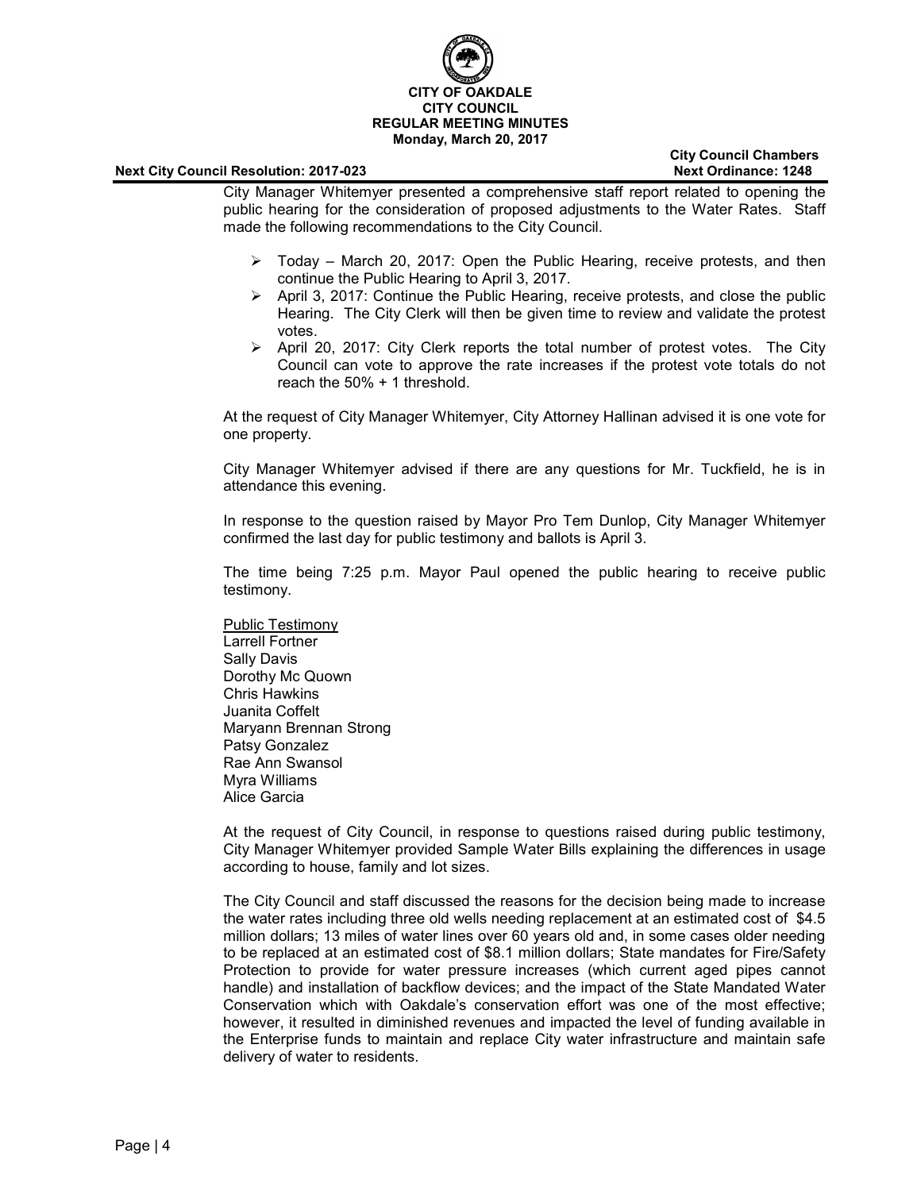City Manager Whitemyer presented a comprehensive staff report related to opening the public hearing for the consideration of proposed adjustments to the Water Rates. Staff made the following recommendations to the City Council.

- Today – March 20, 2017: Open the Public Hearing, receive protests, and then continue the Public Hearing to April 3, 2017.
- April 3, 2017: Continue the Public Hearing, receive protests, and close the public Hearing. The City Clerk will then be given time to review and validate the protest votes.
- April 20, 2017: City Clerk reports the total number of protest votes. The City Council can vote to approve the rate increases if the protest vote totals do not reach the 50% + 1 threshold.

At the request of City Manager Whitemyer, City Attorney Hallinan advised it is one vote for one property.

City Manager Whitemyer advised if there are any questions for Mr. Tuckfield, he is in attendance this evening.

In response to the question raised by Mayor Pro Tem Dunlop, City Manager Whitemyer confirmed the last day for public testimony and ballots is April 3.

The time being 7:25 p.m. Mayor Paul opened the public hearing to receive public testimony.

Public Testimony
Larrell Fortner
Sally Davis
Dorothy Mc Quown
Chris Hawkins
Juanita Coffelt
Maryann Brennan Strong
Patsy Gonzalez
Rae Ann Swansol
Myra Williams
Alice Garcia

At the request of City Council, in response to questions raised during public testimony, City Manager Whitemyer provided Sample Water Bills explaining the differences in usage according to house, family and lot sizes.

The City Council and staff discussed the reasons for the decision being made to increase the water rates including three old wells needing replacement at an estimated cost of $4.5 million dollars; 13 miles of water lines over 60 years old and, in some cases older needing to be replaced at an estimated cost of $8.1 million dollars; State mandates for Fire/Safety Protection to provide for water pressure increases (which current aged pipes cannot handle) and installation of backflow devices; and the impact of the State Mandated Water Conservation which with Oakdale's conservation effort was one of the most effective; however, it resulted in diminished revenues and impacted the level of funding available in the Enterprise funds to maintain and replace City water infrastructure and maintain safe delivery of water to residents.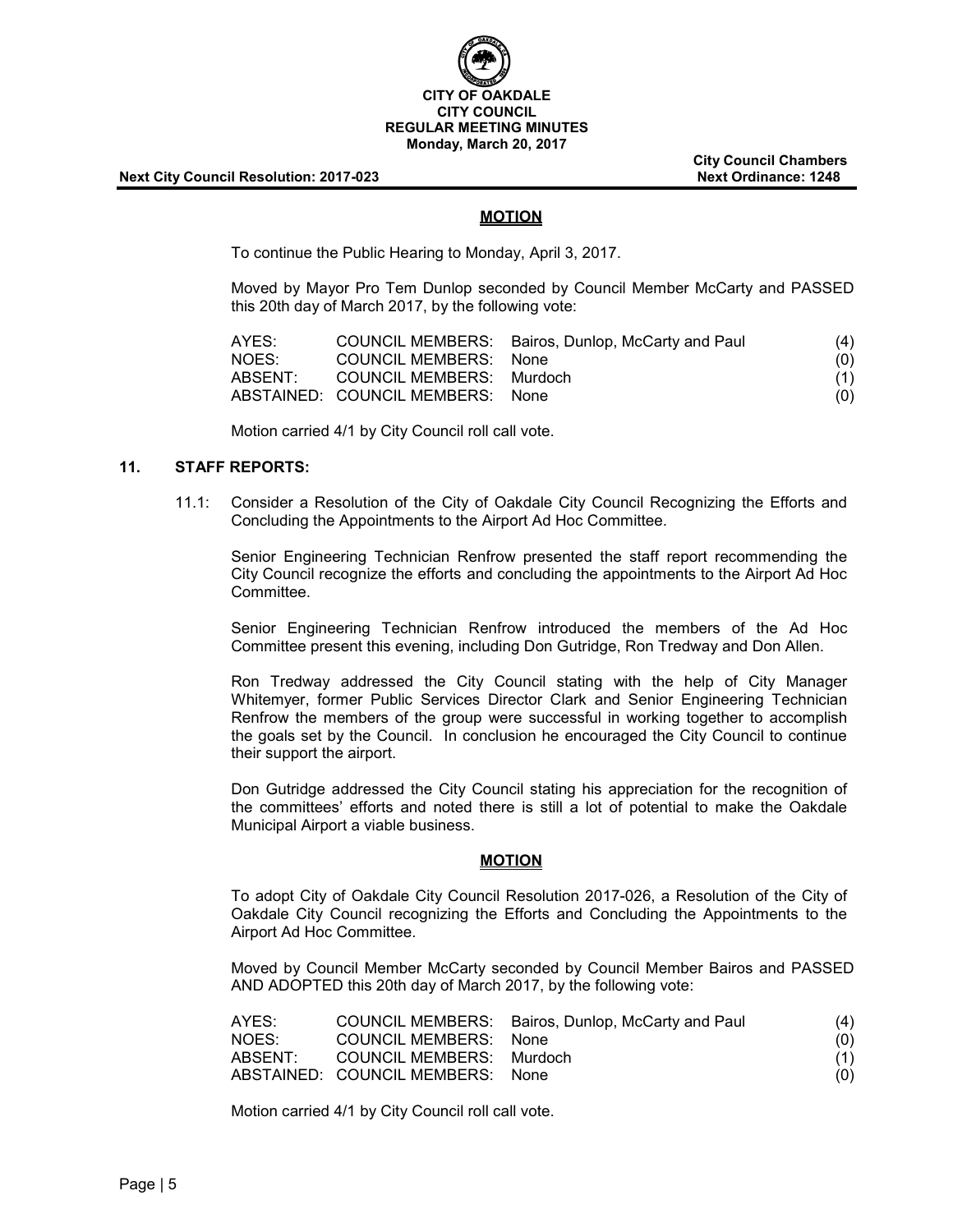### MOTION

To continue the Public Hearing to Monday, April 3, 2017.

Moved by Mayor Pro Tem Dunlop seconded by Council Member McCarty and PASSED this 20th day of March 2017, by the following vote:

| | | | |
|---|---|---|---|
| AYES: | COUNCIL MEMBERS: | Bairos, Dunlop, McCarty and Paul | (4) |
| NOES: | COUNCIL MEMBERS: | None | (0) |
| ABSENT: | COUNCIL MEMBERS: | Murdoch | (1) |
| ABSTAINED: | COUNCIL MEMBERS: | None | (0) |

Motion carried 4/1 by City Council roll call vote.

## 11. STAFF REPORTS:

11.1: Consider a Resolution of the City of Oakdale City Council Recognizing the Efforts and Concluding the Appointments to the Airport Ad Hoc Committee.

Senior Engineering Technician Renfrow presented the staff report recommending the City Council recognize the efforts and concluding the appointments to the Airport Ad Hoc Committee.

Senior Engineering Technician Renfrow introduced the members of the Ad Hoc Committee present this evening, including Don Gutridge, Ron Tredway and Don Allen.

Ron Tredway addressed the City Council stating with the help of City Manager Whitemyer, former Public Services Director Clark and Senior Engineering Technician Renfrow the members of the group were successful in working together to accomplish the goals set by the Council. In conclusion he encouraged the City Council to continue their support the airport.

Don Gutridge addressed the City Council stating his appreciation for the recognition of the committees' efforts and noted there is still a lot of potential to make the Oakdale Municipal Airport a viable business.

### MOTION

To adopt City of Oakdale City Council Resolution 2017-026, a Resolution of the City of Oakdale City Council recognizing the Efforts and Concluding the Appointments to the Airport Ad Hoc Committee.

Moved by Council Member McCarty seconded by Council Member Bairos and PASSED AND ADOPTED this 20th day of March 2017, by the following vote:

| | | | |
|---|---|---|---|
| AYES: | COUNCIL MEMBERS: | Bairos, Dunlop, McCarty and Paul | (4) |
| NOES: | COUNCIL MEMBERS: | None | (0) |
| ABSENT: | COUNCIL MEMBERS: | Murdoch | (1) |
| ABSTAINED: | COUNCIL MEMBERS: | None | (0) |

Motion carried 4/1 by City Council roll call vote.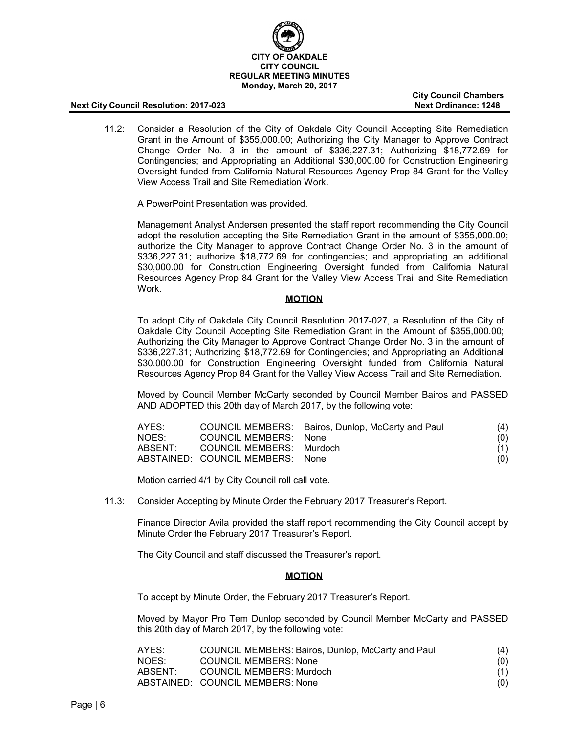11.2: Consider a Resolution of the City of Oakdale City Council Accepting Site Remediation Grant in the Amount of $355,000.00; Authorizing the City Manager to Approve Contract Change Order No. 3 in the amount of $336,227.31; Authorizing $18,772.69 for Contingencies; and Appropriating an Additional $30,000.00 for Construction Engineering Oversight funded from California Natural Resources Agency Prop 84 Grant for the Valley View Access Trail and Site Remediation Work.

A PowerPoint Presentation was provided.

Management Analyst Andersen presented the staff report recommending the City Council adopt the resolution accepting the Site Remediation Grant in the amount of $355,000.00; authorize the City Manager to approve Contract Change Order No. 3 in the amount of $336,227.31; authorize $18,772.69 for contingencies; and appropriating an additional $30,000.00 for Construction Engineering Oversight funded from California Natural Resources Agency Prop 84 Grant for the Valley View Access Trail and Site Remediation Work.

**MOTION**

To adopt City of Oakdale City Council Resolution 2017-027, a Resolution of the City of Oakdale City Council Accepting Site Remediation Grant in the Amount of $355,000.00; Authorizing the City Manager to Approve Contract Change Order No. 3 in the amount of $336,227.31; Authorizing $18,772.69 for Contingencies; and Appropriating an Additional $30,000.00 for Construction Engineering Oversight funded from California Natural Resources Agency Prop 84 Grant for the Valley View Access Trail and Site Remediation.

Moved by Council Member McCarty seconded by Council Member Bairos and PASSED AND ADOPTED this 20th day of March 2017, by the following vote:

| | | | |
|---|---|---|---|
| AYES: | COUNCIL MEMBERS: | Bairos, Dunlop, McCarty and Paul | (4) |
| NOES: | COUNCIL MEMBERS: | None | (0) |
| ABSENT: | COUNCIL MEMBERS: | Murdoch | (1) |
| ABSTAINED: | COUNCIL MEMBERS: | None | (0) |

Motion carried 4/1 by City Council roll call vote.

11.3: Consider Accepting by Minute Order the February 2017 Treasurer's Report.

Finance Director Avila provided the staff report recommending the City Council accept by Minute Order the February 2017 Treasurer's Report.

The City Council and staff discussed the Treasurer's report.

**MOTION**

To accept by Minute Order, the February 2017 Treasurer's Report.

Moved by Mayor Pro Tem Dunlop seconded by Council Member McCarty and PASSED this 20th day of March 2017, by the following vote:

| | | | |
|---|---|---|---|
| AYES: | COUNCIL MEMBERS: | Bairos, Dunlop, McCarty and Paul | (4) |
| NOES: | COUNCIL MEMBERS: | None | (0) |
| ABSENT: | COUNCIL MEMBERS: | Murdoch | (1) |
| ABSTAINED: | COUNCIL MEMBERS: | None | (0) |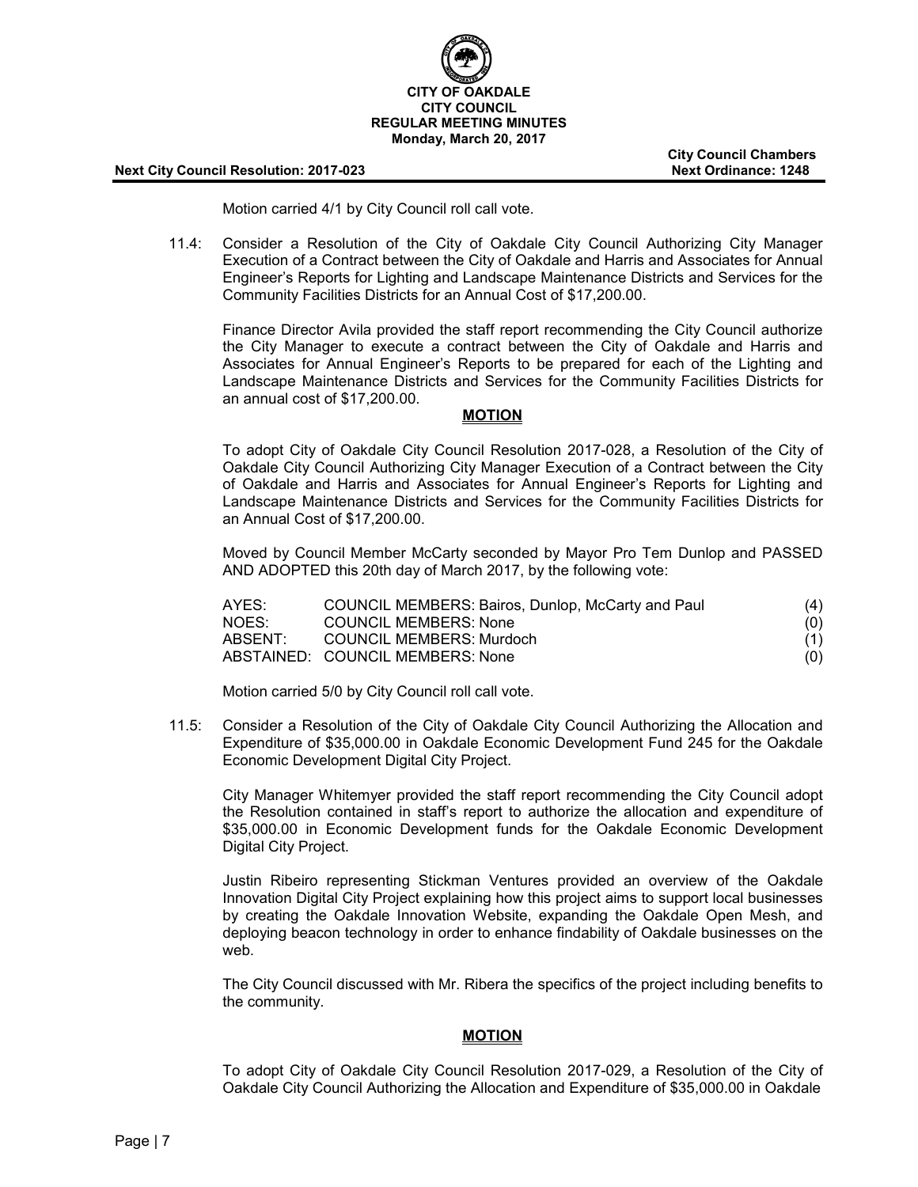Motion carried 4/1 by City Council roll call vote.

11.4: Consider a Resolution of the City of Oakdale City Council Authorizing City Manager Execution of a Contract between the City of Oakdale and Harris and Associates for Annual Engineer's Reports for Lighting and Landscape Maintenance Districts and Services for the Community Facilities Districts for an Annual Cost of $17,200.00.

Finance Director Avila provided the staff report recommending the City Council authorize the City Manager to execute a contract between the City of Oakdale and Harris and Associates for Annual Engineer's Reports to be prepared for each of the Lighting and Landscape Maintenance Districts and Services for the Community Facilities Districts for an annual cost of $17,200.00.

**MOTION**

To adopt City of Oakdale City Council Resolution 2017-028, a Resolution of the City of Oakdale City Council Authorizing City Manager Execution of a Contract between the City of Oakdale and Harris and Associates for Annual Engineer's Reports for Lighting and Landscape Maintenance Districts and Services for the Community Facilities Districts for an Annual Cost of $17,200.00.

Moved by Council Member McCarty seconded by Mayor Pro Tem Dunlop and PASSED AND ADOPTED this 20th day of March 2017, by the following vote:

| | | |
|---|---|---|
| AYES: | COUNCIL MEMBERS: Bairos, Dunlop, McCarty and Paul | (4) |
| NOES: | COUNCIL MEMBERS: None | (0) |
| ABSENT: | COUNCIL MEMBERS: Murdoch | (1) |
| ABSTAINED: | COUNCIL MEMBERS: None | (0) |

Motion carried 5/0 by City Council roll call vote.

11.5: Consider a Resolution of the City of Oakdale City Council Authorizing the Allocation and Expenditure of $35,000.00 in Oakdale Economic Development Fund 245 for the Oakdale Economic Development Digital City Project.

City Manager Whitemyer provided the staff report recommending the City Council adopt the Resolution contained in staff's report to authorize the allocation and expenditure of $35,000.00 in Economic Development funds for the Oakdale Economic Development Digital City Project.

Justin Ribeiro representing Stickman Ventures provided an overview of the Oakdale Innovation Digital City Project explaining how this project aims to support local businesses by creating the Oakdale Innovation Website, expanding the Oakdale Open Mesh, and deploying beacon technology in order to enhance findability of Oakdale businesses on the web.

The City Council discussed with Mr. Ribera the specifics of the project including benefits to the community.

**MOTION**

To adopt City of Oakdale City Council Resolution 2017-029, a Resolution of the City of Oakdale City Council Authorizing the Allocation and Expenditure of $35,000.00 in Oakdale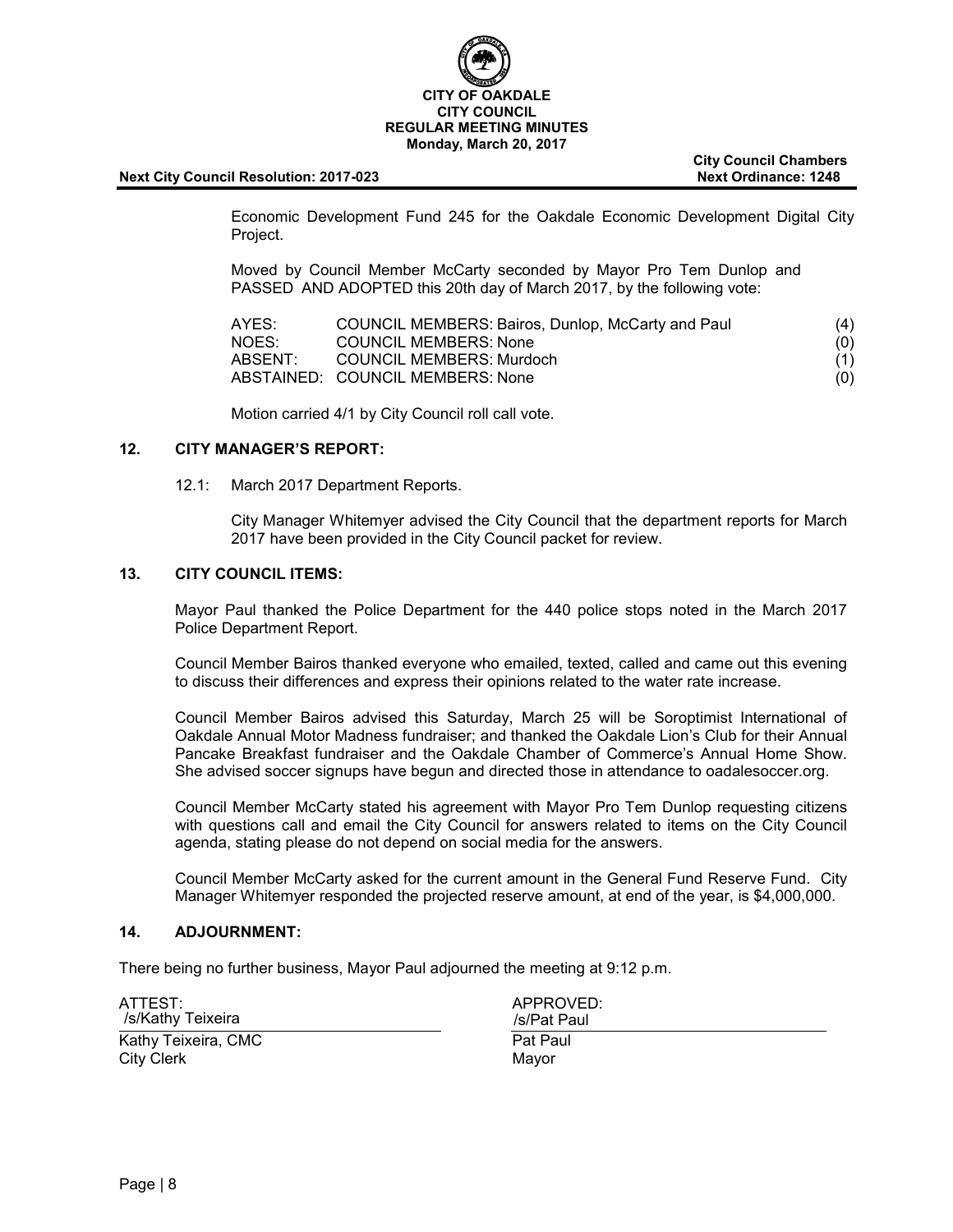Economic Development Fund 245 for the Oakdale Economic Development Digital City Project.

Moved by Council Member McCarty seconded by Mayor Pro Tem Dunlop and PASSED AND ADOPTED this 20th day of March 2017, by the following vote:

| | | |
|---|---|---|
| AYES: | COUNCIL MEMBERS: Bairos, Dunlop, McCarty and Paul | (4) |
| NOES: | COUNCIL MEMBERS: None | (0) |
| ABSENT: | COUNCIL MEMBERS: Murdoch | (1) |
| ABSTAINED: | COUNCIL MEMBERS: None | (0) |

Motion carried 4/1 by City Council roll call vote.

## 12. CITY MANAGER'S REPORT:

12.1: March 2017 Department Reports.

City Manager Whitemyer advised the City Council that the department reports for March 2017 have been provided in the City Council packet for review.

## 13. CITY COUNCIL ITEMS:

Mayor Paul thanked the Police Department for the 440 police stops noted in the March 2017 Police Department Report.

Council Member Bairos thanked everyone who emailed, texted, called and came out this evening to discuss their differences and express their opinions related to the water rate increase.

Council Member Bairos advised this Saturday, March 25 will be Soroptimist International of Oakdale Annual Motor Madness fundraiser; and thanked the Oakdale Lion's Club for their Annual Pancake Breakfast fundraiser and the Oakdale Chamber of Commerce's Annual Home Show. She advised soccer signups have begun and directed those in attendance to oadalesoccer.org.

Council Member McCarty stated his agreement with Mayor Pro Tem Dunlop requesting citizens with questions call and email the City Council for answers related to items on the City Council agenda, stating please do not depend on social media for the answers.

Council Member McCarty asked for the current amount in the General Fund Reserve Fund. City Manager Whitemyer responded the projected reserve amount, at end of the year, is $4,000,000.

## 14. ADJOURNMENT:

There being no further business, Mayor Paul adjourned the meeting at 9:12 p.m.

ATTEST:
/s/Kathy Teixeira
Kathy Teixeira, CMC
City Clerk

APPROVED:
/s/Pat Paul
Pat Paul
Mayor